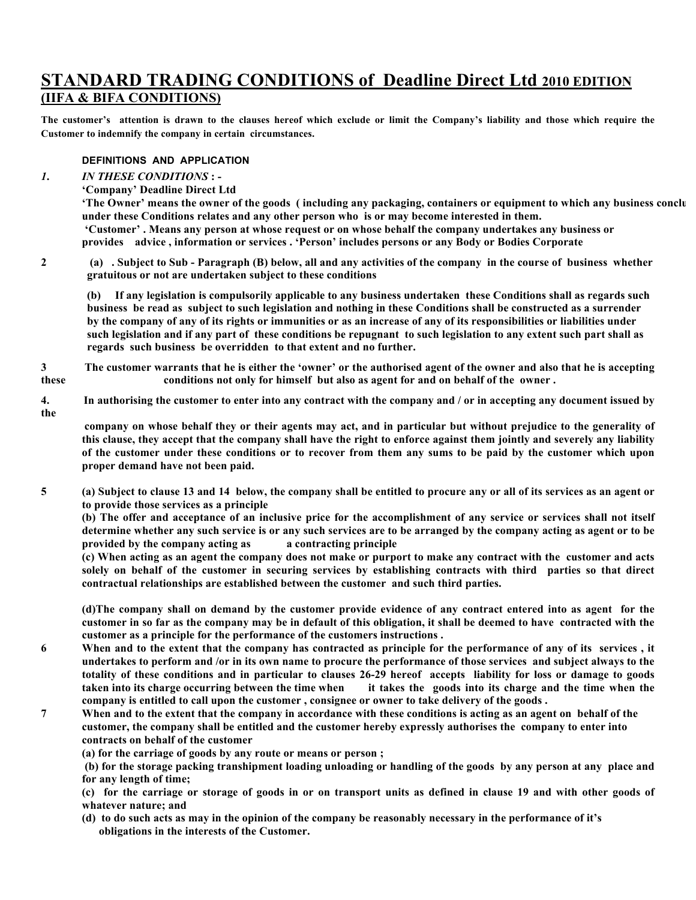# STANDARD TRADING CONDITIONS of Deadline Direct Ltd 2010 EDITION

## (IIFA & BIFA CONDITIONS)

**The customer's attention is drawn to the clauses hereof which exclude or limit the Company's liability and those which require the Customer to indemnify the company in certain circumstances.**

**DEFINITIONS AND APPLICATION**

***1. IN THESE CONDITIONS : -***

**'Company' Deadline Direct Ltd**

**'The Owner' means the owner of the goods ( including any packaging, containers or equipment to which any business conclu under these Conditions relates and any other person who is or may become interested in them.**

**'Customer' . Means any person at whose request or on whose behalf the company undertakes any business or provides advice , information or services . 'Person' includes persons or any Body or Bodies Corporate**

**2 (a) . Subject to Sub - Paragraph (B) below, all and any activities of the company in the course of business whether gratuitous or not are undertaken subject to these conditions**

**(b) If any legislation is compulsorily applicable to any business undertaken these Conditions shall as regards such business be read as subject to such legislation and nothing in these Conditions shall be constructed as a surrender by the company of any of its rights or immunities or as an increase of any of its responsibilities or liabilities under such legislation and if any part of these conditions be repugnant to such legislation to any extent such part shall as regards such business be overridden to that extent and no further.**

**3 The customer warrants that he is either the 'owner' or the authorised agent of the owner and also that he is accepting these conditions not only for himself but also as agent for and on behalf of the owner .**

**4. In authorising the customer to enter into any contract with the company and / or in accepting any document issued by the company on whose behalf they or their agents may act, and in particular but without prejudice to the generality of this clause, they accept that the company shall have the right to enforce against them jointly and severely any liability of the customer under these conditions or to recover from them any sums to be paid by the customer which upon proper demand have not been paid.**

**5 (a) Subject to clause 13 and 14 below, the company shall be entitled to procure any or all of its services as an agent or to provide those services as a principle**

**(b) The offer and acceptance of an inclusive price for the accomplishment of any service or services shall not itself determine whether any such service is or any such services are to be arranged by the company acting as agent or to be provided by the company acting as a contracting principle**

**(c) When acting as an agent the company does not make or purport to make any contract with the customer and acts solely on behalf of the customer in securing services by establishing contracts with third parties so that direct contractual relationships are established between the customer and such third parties.**

**(d)The company shall on demand by the customer provide evidence of any contract entered into as agent for the customer in so far as the company may be in default of this obligation, it shall be deemed to have contracted with the customer as a principle for the performance of the customers instructions .**

**6 When and to the extent that the company has contracted as principle for the performance of any of its services , it undertakes to perform and /or in its own name to procure the performance of those services and subject always to the totality of these conditions and in particular to clauses 26-29 hereof accepts liability for loss or damage to goods taken into its charge occurring between the time when it takes the goods into its charge and the time when the company is entitled to call upon the customer , consignee or owner to take delivery of the goods .**

**7 When and to the extent that the company in accordance with these conditions is acting as an agent on behalf of the customer, the company shall be entitled and the customer hereby expressly authorises the company to enter into contracts on behalf of the customer**

**(a) for the carriage of goods by any route or means or person ;**

**(b) for the storage packing transhipment loading unloading or handling of the goods by any person at any place and for any length of time;**

**(c) for the carriage or storage of goods in or on transport units as defined in clause 19 and with other goods of whatever nature; and**

**(d) to do such acts as may in the opinion of the company be reasonably necessary in the performance of it's obligations in the interests of the Customer.**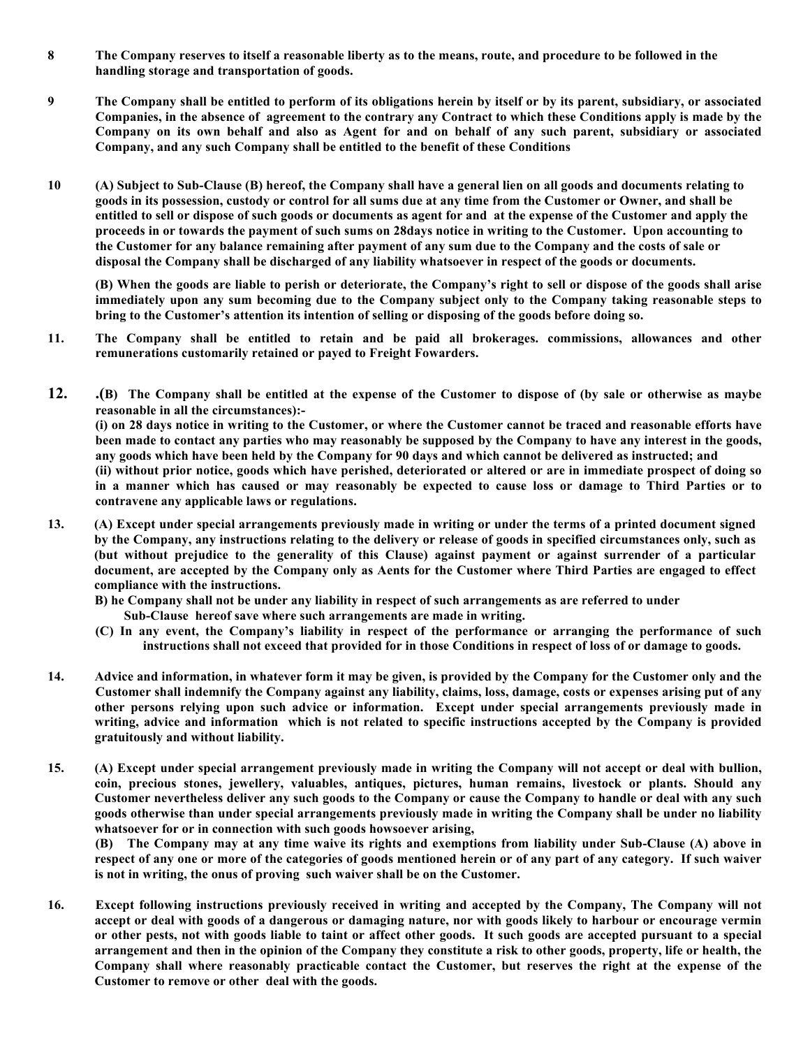**8** **The Company reserves to itself a reasonable liberty as to the means, route, and procedure to be followed in the handling storage and transportation of goods.**

**9** **The Company shall be entitled to perform of its obligations herein by itself or by its parent, subsidiary, or associated Companies, in the absence of agreement to the contrary any Contract to which these Conditions apply is made by the Company on its own behalf and also as Agent for and on behalf of any such parent, subsidiary or associated Company, and any such Company shall be entitled to the benefit of these Conditions**

**10** **(A) Subject to Sub-Clause (B) hereof, the Company shall have a general lien on all goods and documents relating to goods in its possession, custody or control for all sums due at any time from the Customer or Owner, and shall be entitled to sell or dispose of such goods or documents as agent for and at the expense of the Customer and apply the proceeds in or towards the payment of such sums on 28days notice in writing to the Customer. Upon accounting to the Customer for any balance remaining after payment of any sum due to the Company and the costs of sale or disposal the Company shall be discharged of any liability whatsoever in respect of the goods or documents.**

**(B) When the goods are liable to perish or deteriorate, the Company's right to sell or dispose of the goods shall arise immediately upon any sum becoming due to the Company subject only to the Company taking reasonable steps to bring to the Customer's attention its intention of selling or disposing of the goods before doing so.**

**11.** **The Company shall be entitled to retain and be paid all brokerages. commissions, allowances and other remunerations customarily retained or payed to Freight Fowarders.**

**12.** **.(B) The Company shall be entitled at the expense of the Customer to dispose of (by sale or otherwise as maybe reasonable in all the circumstances):-**
**(i) on 28 days notice in writing to the Customer, or where the Customer cannot be traced and reasonable efforts have been made to contact any parties who may reasonably be supposed by the Company to have any interest in the goods, any goods which have been held by the Company for 90 days and which cannot be delivered as instructed; and**
**(ii) without prior notice, goods which have perished, deteriorated or altered or are in immediate prospect of doing so in a manner which has caused or may reasonably be expected to cause loss or damage to Third Parties or to contravene any applicable laws or regulations.**

**13.** **(A) Except under special arrangements previously made in writing or under the terms of a printed document signed by the Company, any instructions relating to the delivery or release of goods in specified circumstances only, such as (but without prejudice to the generality of this Clause) against payment or against surrender of a particular document, are accepted by the Company only as Aents for the Customer where Third Parties are engaged to effect compliance with the instructions.**
**B) he Company shall not be under any liability in respect of such arrangements as are referred to under Sub-Clause hereof save where such arrangements are made in writing.**
**(C) In any event, the Company's liability in respect of the performance or arranging the performance of such instructions shall not exceed that provided for in those Conditions in respect of loss of or damage to goods.**

**14.** **Advice and information, in whatever form it may be given, is provided by the Company for the Customer only and the Customer shall indemnify the Company against any liability, claims, loss, damage, costs or expenses arising put of any other persons relying upon such advice or information. Except under special arrangements previously made in writing, advice and information which is not related to specific instructions accepted by the Company is provided gratuitously and without liability.**

**15.** **(A) Except under special arrangement previously made in writing the Company will not accept or deal with bullion, coin, precious stones, jewellery, valuables, antiques, pictures, human remains, livestock or plants. Should any Customer nevertheless deliver any such goods to the Company or cause the Company to handle or deal with any such goods otherwise than under special arrangements previously made in writing the Company shall be under no liability whatsoever for or in connection with such goods howsoever arising,**
**(B) The Company may at any time waive its rights and exemptions from liability under Sub-Clause (A) above in respect of any one or more of the categories of goods mentioned herein or of any part of any category. If such waiver is not in writing, the onus of proving such waiver shall be on the Customer.**

**16.** **Except following instructions previously received in writing and accepted by the Company, The Company will not accept or deal with goods of a dangerous or damaging nature, nor with goods likely to harbour or encourage vermin or other pests, not with goods liable to taint or affect other goods. It such goods are accepted pursuant to a special arrangement and then in the opinion of the Company they constitute a risk to other goods, property, life or health, the Company shall where reasonably practicable contact the Customer, but reserves the right at the expense of the Customer to remove or other deal with the goods.**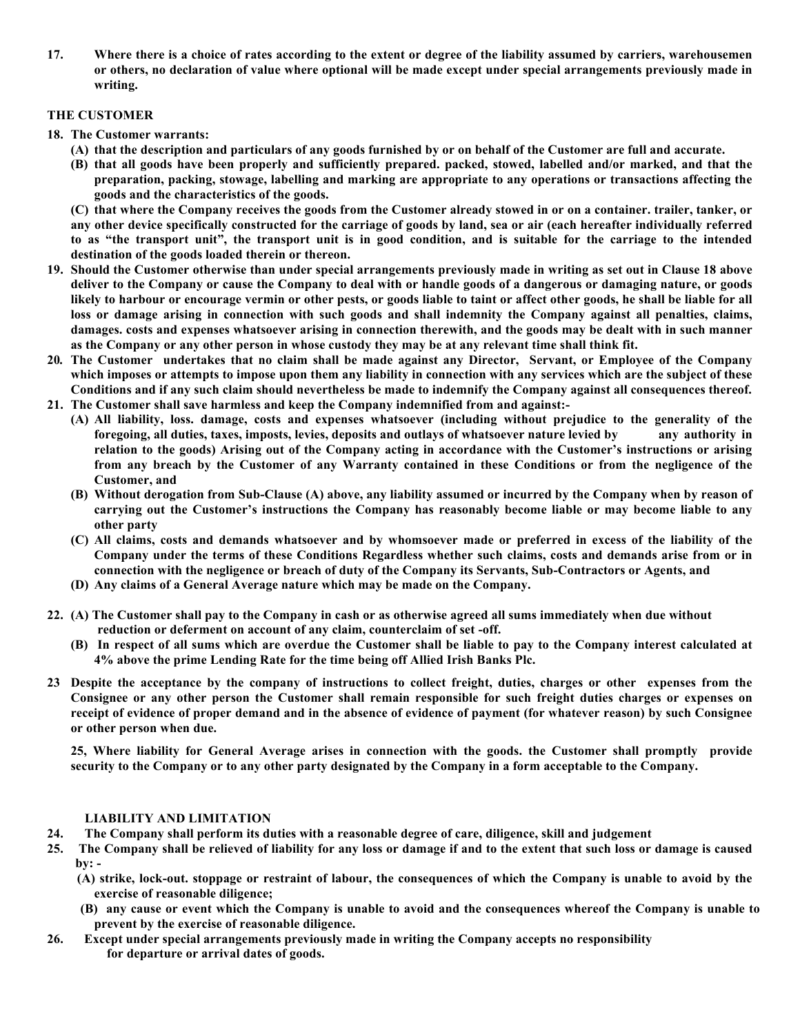**17. Where there is a choice of rates according to the extent or degree of the liability assumed by carriers, warehousemen or others, no declaration of value where optional will be made except under special arrangements previously made in writing.**

**THE CUSTOMER**

**18. The Customer warrants:**

**(A) that the description and particulars of any goods furnished by or on behalf of the Customer are full and accurate.**

**(B) that all goods have been properly and sufficiently prepared. packed, stowed, labelled and/or marked, and that the preparation, packing, stowage, labelling and marking are appropriate to any operations or transactions affecting the goods and the characteristics of the goods.**

**(C) that where the Company receives the goods from the Customer already stowed in or on a container. trailer, tanker, or any other device specifically constructed for the carriage of goods by land, sea or air (each hereafter individually referred to as "the transport unit", the transport unit is in good condition, and is suitable for the carriage to the intended destination of the goods loaded therein or thereon.**

**19. Should the Customer otherwise than under special arrangements previously made in writing as set out in Clause 18 above deliver to the Company or cause the Company to deal with or handle goods of a dangerous or damaging nature, or goods likely to harbour or encourage vermin or other pests, or goods liable to taint or affect other goods, he shall be liable for all loss or damage arising in connection with such goods and shall indemnity the Company against all penalties, claims, damages. costs and expenses whatsoever arising in connection therewith, and the goods may be dealt with in such manner as the Company or any other person in whose custody they may be at any relevant time shall think fit.**

**20. The Customer undertakes that no claim shall be made against any Director, Servant, or Employee of the Company which imposes or attempts to impose upon them any liability in connection with any services which are the subject of these Conditions and if any such claim should nevertheless be made to indemnify the Company against all consequences thereof.**

**21. The Customer shall save harmless and keep the Company indemnified from and against:-**

**(A) All liability, loss. damage, costs and expenses whatsoever (including without prejudice to the generality of the foregoing, all duties, taxes, imposts, levies, deposits and outlays of whatsoever nature levied by any authority in relation to the goods) Arising out of the Company acting in accordance with the Customer's instructions or arising from any breach by the Customer of any Warranty contained in these Conditions or from the negligence of the Customer, and**

**(B) Without derogation from Sub-Clause (A) above, any liability assumed or incurred by the Company when by reason of carrying out the Customer's instructions the Company has reasonably become liable or may become liable to any other party**

**(C) All claims, costs and demands whatsoever and by whomsoever made or preferred in excess of the liability of the Company under the terms of these Conditions Regardless whether such claims, costs and demands arise from or in connection with the negligence or breach of duty of the Company its Servants, Sub-Contractors or Agents, and**

**(D) Any claims of a General Average nature which may be made on the Company.**

**22. (A) The Customer shall pay to the Company in cash or as otherwise agreed all sums immediately when due without reduction or deferment on account of any claim, counterclaim of set -off.**

**(B) In respect of all sums which are overdue the Customer shall be liable to pay to the Company interest calculated at 4% above the prime Lending Rate for the time being off Allied Irish Banks Plc.**

**23 Despite the acceptance by the company of instructions to collect freight, duties, charges or other expenses from the Consignee or any other person the Customer shall remain responsible for such freight duties charges or expenses on receipt of evidence of proper demand and in the absence of evidence of payment (for whatever reason) by such Consignee or other person when due.**

**25, Where liability for General Average arises in connection with the goods. the Customer shall promptly provide security to the Company or to any other party designated by the Company in a form acceptable to the Company.**

**LIABILITY AND LIMITATION**

**24. The Company shall perform its duties with a reasonable degree of care, diligence, skill and judgement**

**25. The Company shall be relieved of liability for any loss or damage if and to the extent that such loss or damage is caused by: -**

**(A) strike, lock-out. stoppage or restraint of labour, the consequences of which the Company is unable to avoid by the exercise of reasonable diligence;**

**(B) any cause or event which the Company is unable to avoid and the consequences whereof the Company is unable to prevent by the exercise of reasonable diligence.**

**26. Except under special arrangements previously made in writing the Company accepts no responsibility for departure or arrival dates of goods.**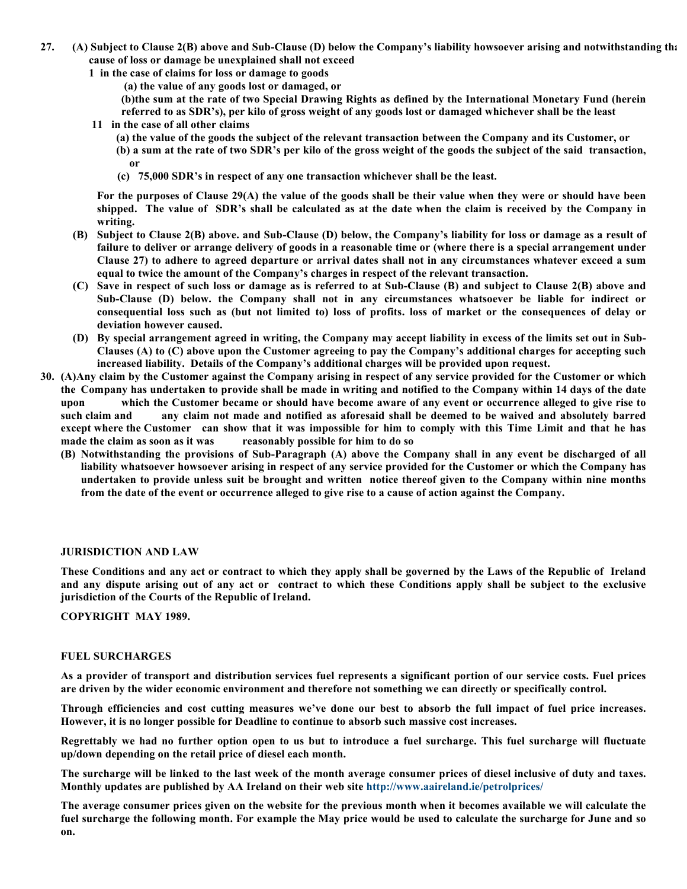**27. (A) Subject to Clause 2(B) above and Sub-Clause (D) below the Company's liability howsoever arising and notwithstanding tha cause of loss or damage be unexplained shall not exceed**

**1 in the case of claims for loss or damage to goods**

**(a) the value of any goods lost or damaged, or**

**(b)the sum at the rate of two Special Drawing Rights as defined by the International Monetary Fund (herein referred to as SDR's), per kilo of gross weight of any goods lost or damaged whichever shall be the least**

**11 in the case of all other claims**

**(a) the value of the goods the subject of the relevant transaction between the Company and its Customer, or**

**(b) a sum at the rate of two SDR's per kilo of the gross weight of the goods the subject of the said transaction, or**

**(c) 75,000 SDR's in respect of any one transaction whichever shall be the least.**

**For the purposes of Clause 29(A) the value of the goods shall be their value when they were or should have been shipped. The value of SDR's shall be calculated as at the date when the claim is received by the Company in writing.**

**(B) Subject to Clause 2(B) above. and Sub-Clause (D) below, the Company's liability for loss or damage as a result of failure to deliver or arrange delivery of goods in a reasonable time or (where there is a special arrangement under Clause 27) to adhere to agreed departure or arrival dates shall not in any circumstances whatever exceed a sum equal to twice the amount of the Company's charges in respect of the relevant transaction.**

**(C) Save in respect of such loss or damage as is referred to at Sub-Clause (B) and subject to Clause 2(B) above and Sub-Clause (D) below. the Company shall not in any circumstances whatsoever be liable for indirect or consequential loss such as (but not limited to) loss of profits. loss of market or the consequences of delay or deviation however caused.**

**(D) By special arrangement agreed in writing, the Company may accept liability in excess of the limits set out in Sub-Clauses (A) to (C) above upon the Customer agreeing to pay the Company's additional charges for accepting such increased liability. Details of the Company's additional charges will be provided upon request.**

**30. (A)Any claim by the Customer against the Company arising in respect of any service provided for the Customer or which the Company has undertaken to provide shall be made in writing and notified to the Company within 14 days of the date upon which the Customer became or should have become aware of any event or occurrence alleged to give rise to such claim and any claim not made and notified as aforesaid shall be deemed to be waived and absolutely barred except where the Customer can show that it was impossible for him to comply with this Time Limit and that he has made the claim as soon as it was reasonably possible for him to do so**

**(B) Notwithstanding the provisions of Sub-Paragraph (A) above the Company shall in any event be discharged of all liability whatsoever howsoever arising in respect of any service provided for the Customer or which the Company has undertaken to provide unless suit be brought and written notice thereof given to the Company within nine months from the date of the event or occurrence alleged to give rise to a cause of action against the Company.**

**JURISDICTION AND LAW**

**These Conditions and any act or contract to which they apply shall be governed by the Laws of the Republic of Ireland and any dispute arising out of any act or contract to which these Conditions apply shall be subject to the exclusive jurisdiction of the Courts of the Republic of Ireland.**

**COPYRIGHT MAY 1989.**

**FUEL SURCHARGES**

**As a provider of transport and distribution services fuel represents a significant portion of our service costs. Fuel prices are driven by the wider economic environment and therefore not something we can directly or specifically control.**

**Through efficiencies and cost cutting measures we've done our best to absorb the full impact of fuel price increases. However, it is no longer possible for Deadline to continue to absorb such massive cost increases.**

**Regrettably we had no further option open to us but to introduce a fuel surcharge. This fuel surcharge will fluctuate up/down depending on the retail price of diesel each month.**

**The surcharge will be linked to the last week of the month average consumer prices of diesel inclusive of duty and taxes. Monthly updates are published by AA Ireland on their web site http://www.aaireland.ie/petrolprices/**

**The average consumer prices given on the website for the previous month when it becomes available we will calculate the fuel surcharge the following month. For example the May price would be used to calculate the surcharge for June and so on.**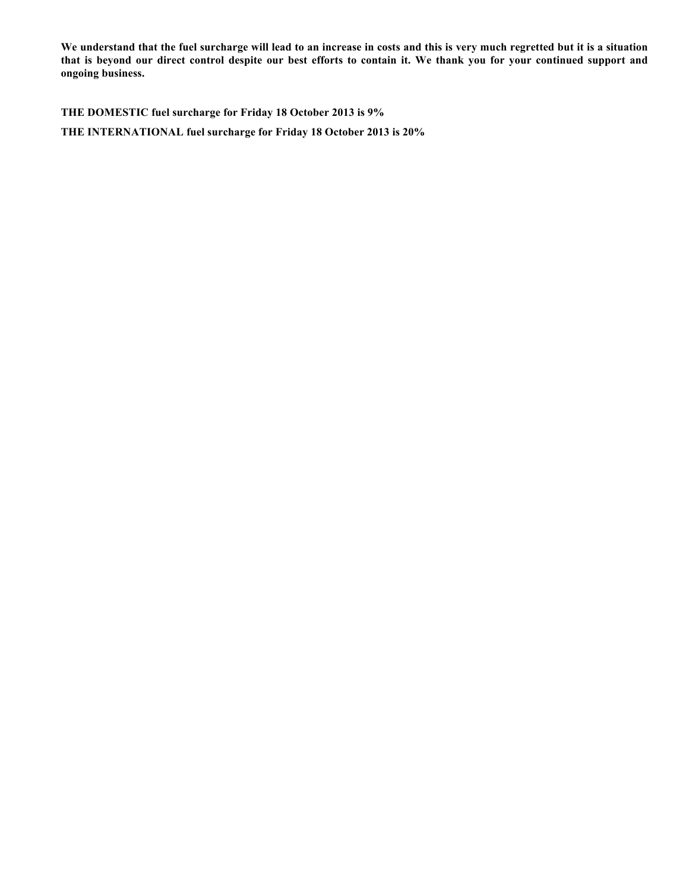**We understand that the fuel surcharge will lead to an increase in costs and this is very much regretted but it is a situation that is beyond our direct control despite our best efforts to contain it. We thank you for your continued support and ongoing business.**

**THE DOMESTIC fuel surcharge for Friday 18 October 2013 is 9%**

**THE INTERNATIONAL fuel surcharge for Friday 18 October 2013 is 20%**